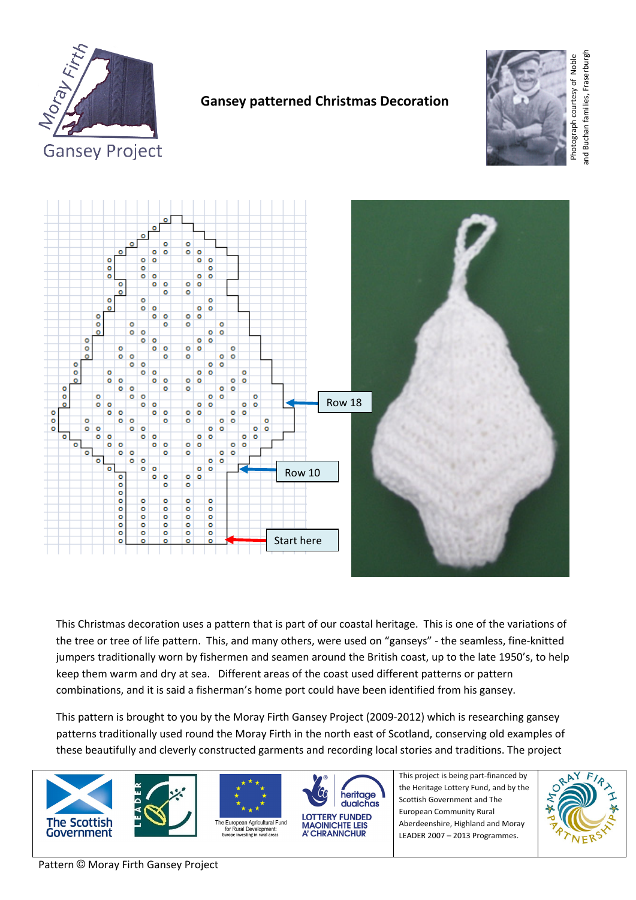Moray Firth Gansey Project

# Gansey patterned Christmas Decoration

Photograph courtesy of Noble and Buchan families, Fraserburgh

Row 18

Row 10

Start here

This Christmas decoration uses a pattern that is part of our coastal heritage. This is one of the variations of the tree or tree of life pattern. This, and many others, were used on "ganseys" - the seamless, fine-knitted jumpers traditionally worn by fishermen and seamen around the British coast, up to the late 1950's, to help keep them warm and dry at sea. Different areas of the coast used different patterns or pattern combinations, and it is said a fisherman's home port could have been identified from his gansey.

This pattern is brought to you by the Moray Firth Gansey Project (2009-2012) which is researching gansey patterns traditionally used round the Moray Firth in the north east of Scotland, conserving old examples of these beautifully and cleverly constructed garments and recording local stories and traditions. The project

The Scottish Government | LEADER | The European Agricultural Fund for Rural Development: Europe investing in rural areas | heritage dualchas LOTTERY FUNDED MAOINICHTE LEIS A' CHRANNCHUR

This project is being part-financed by the Heritage Lottery Fund, and by the Scottish Government and The European Community Rural Aberdeenshire, Highland and Moray LEADER 2007 – 2013 Programmes.

Moray Firth Partnership

Pattern © Moray Firth Gansey Project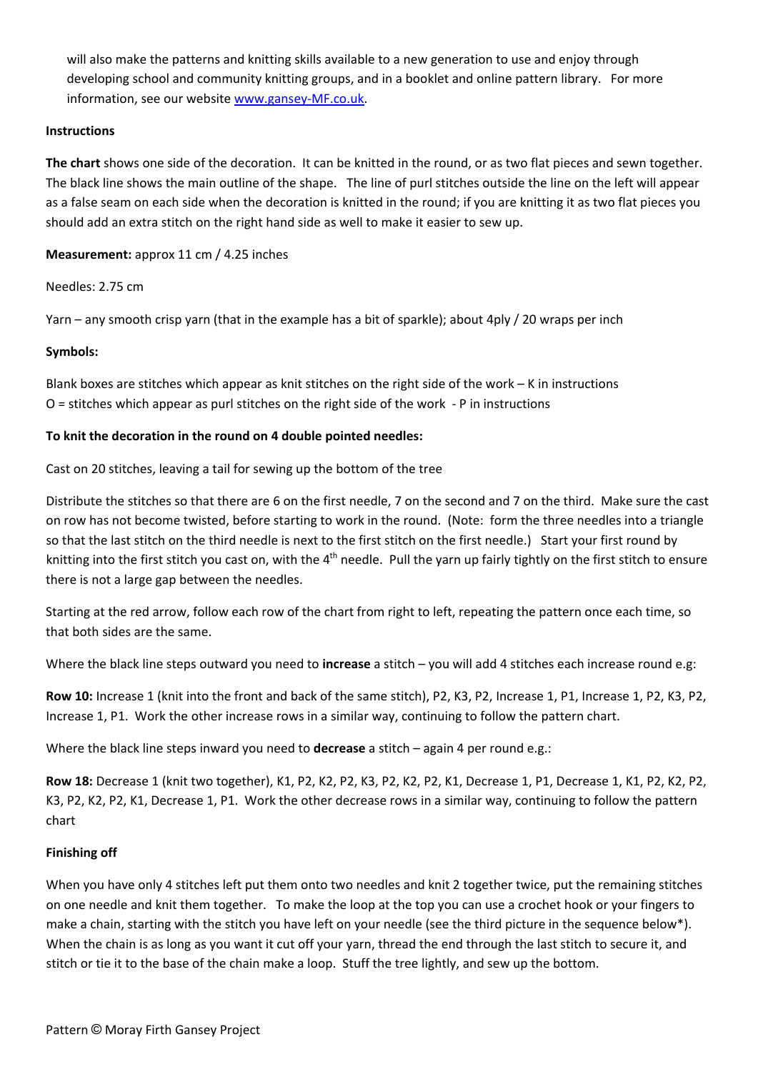will also make the patterns and knitting skills available to a new generation to use and enjoy through developing school and community knitting groups, and in a booklet and online pattern library. For more information, see our website www.gansey-MF.co.uk.

**Instructions**

**The chart** shows one side of the decoration. It can be knitted in the round, or as two flat pieces and sewn together. The black line shows the main outline of the shape. The line of purl stitches outside the line on the left will appear as a false seam on each side when the decoration is knitted in the round; if you are knitting it as two flat pieces you should add an extra stitch on the right hand side as well to make it easier to sew up.

**Measurement:** approx 11 cm / 4.25 inches

Needles: 2.75 cm

Yarn – any smooth crisp yarn (that in the example has a bit of sparkle); about 4ply / 20 wraps per inch

**Symbols:**

Blank boxes are stitches which appear as knit stitches on the right side of the work – K in instructions
O = stitches which appear as purl stitches on the right side of the work - P in instructions

**To knit the decoration in the round on 4 double pointed needles:**

Cast on 20 stitches, leaving a tail for sewing up the bottom of the tree

Distribute the stitches so that there are 6 on the first needle, 7 on the second and 7 on the third. Make sure the cast on row has not become twisted, before starting to work in the round. (Note: form the three needles into a triangle so that the last stitch on the third needle is next to the first stitch on the first needle.) Start your first round by knitting into the first stitch you cast on, with the 4th needle. Pull the yarn up fairly tightly on the first stitch to ensure there is not a large gap between the needles.

Starting at the red arrow, follow each row of the chart from right to left, repeating the pattern once each time, so that both sides are the same.

Where the black line steps outward you need to **increase** a stitch – you will add 4 stitches each increase round e.g:

**Row 10:** Increase 1 (knit into the front and back of the same stitch), P2, K3, P2, Increase 1, P1, Increase 1, P2, K3, P2, Increase 1, P1. Work the other increase rows in a similar way, continuing to follow the pattern chart.

Where the black line steps inward you need to **decrease** a stitch – again 4 per round e.g.:

**Row 18:** Decrease 1 (knit two together), K1, P2, K2, P2, K3, P2, K2, P2, K1, Decrease 1, P1, Decrease 1, K1, P2, K2, P2, K3, P2, K2, P2, K1, Decrease 1, P1. Work the other decrease rows in a similar way, continuing to follow the pattern chart

**Finishing off**

When you have only 4 stitches left put them onto two needles and knit 2 together twice, put the remaining stitches on one needle and knit them together. To make the loop at the top you can use a crochet hook or your fingers to make a chain, starting with the stitch you have left on your needle (see the third picture in the sequence below*). When the chain is as long as you want it cut off your yarn, thread the end through the last stitch to secure it, and stitch or tie it to the base of the chain make a loop. Stuff the tree lightly, and sew up the bottom.

Pattern © Moray Firth Gansey Project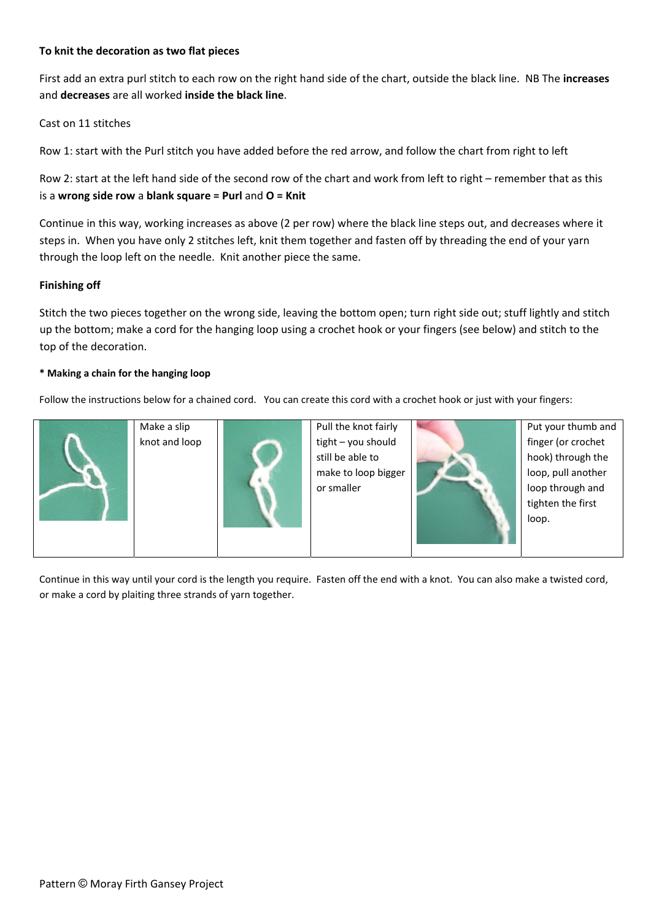**To knit the decoration as two flat pieces**

First add an extra purl stitch to each row on the right hand side of the chart, outside the black line. NB The **increases** and **decreases** are all worked **inside the black line**.

Cast on 11 stitches

Row 1: start with the Purl stitch you have added before the red arrow, and follow the chart from right to left

Row 2: start at the left hand side of the second row of the chart and work from left to right – remember that as this is a **wrong side row** a **blank square = Purl** and **O = Knit**

Continue in this way, working increases as above (2 per row) where the black line steps out, and decreases where it steps in. When you have only 2 stitches left, knit them together and fasten off by threading the end of your yarn through the loop left on the needle. Knit another piece the same.

**Finishing off**

Stitch the two pieces together on the wrong side, leaving the bottom open; turn right side out; stuff lightly and stitch up the bottom; make a cord for the hanging loop using a crochet hook or your fingers (see below) and stitch to the top of the decoration.

**\* Making a chain for the hanging loop**

Follow the instructions below for a chained cord. You can create this cord with a crochet hook or just with your fingers:

| | | | | | |
|---|---|---|---|---|---|
| | Make a slip knot and loop | | Pull the knot fairly tight – you should still be able to make to loop bigger or smaller | | Put your thumb and finger (or crochet hook) through the loop, pull another loop through and tighten the first loop. |

Continue in this way until your cord is the length you require. Fasten off the end with a knot. You can also make a twisted cord, or make a cord by plaiting three strands of yarn together.

Pattern © Moray Firth Gansey Project